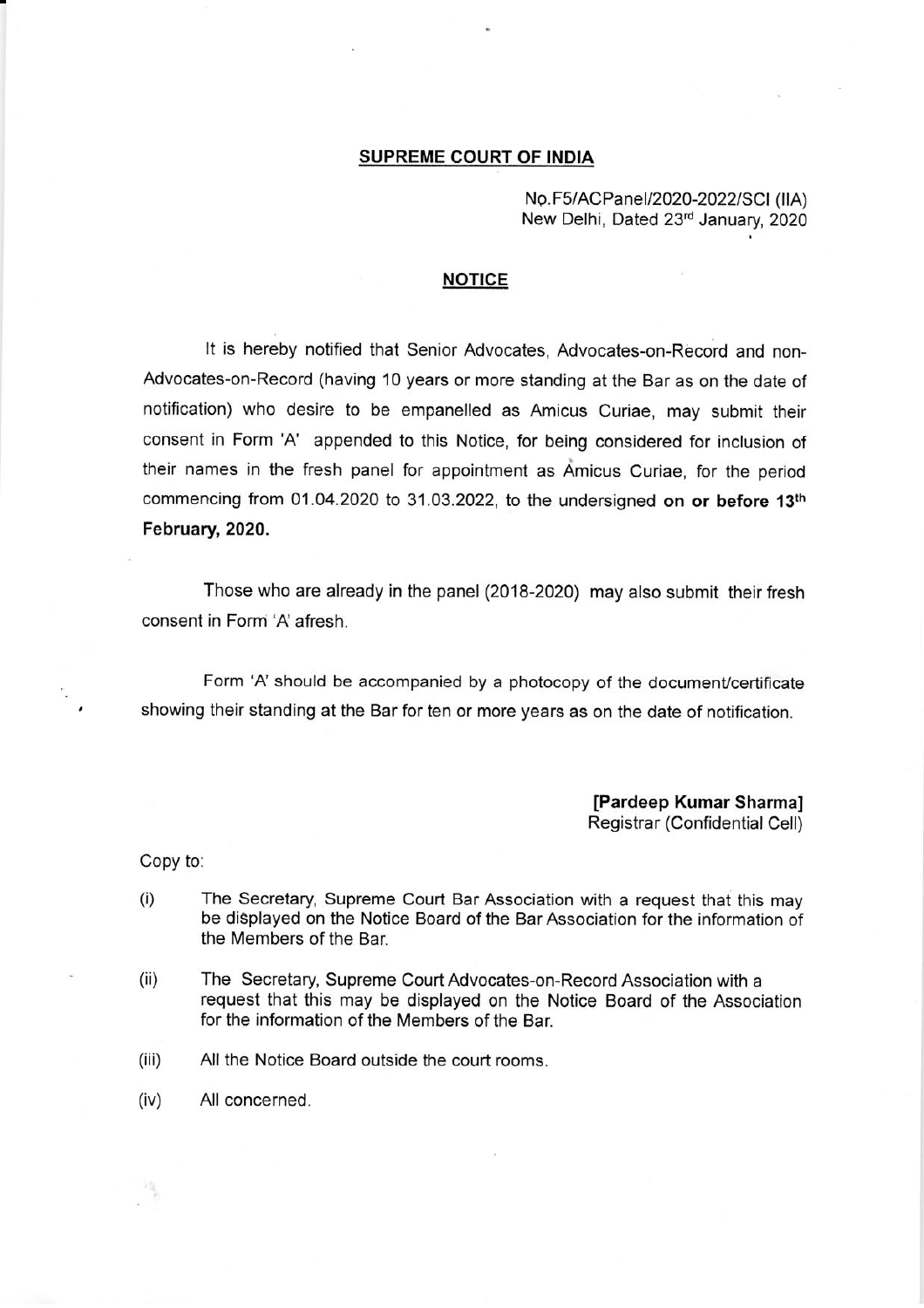## SUPREME COURT OF INDIA

No.F5/ACPanel/2020-2022/SCI (IIA)
New Delhi, Dated 23rd January, 2020

## NOTICE

It is hereby notified that Senior Advocates, Advocates-on-Record and non-Advocates-on-Record (having 10 years or more standing at the Bar as on the date of notification) who desire to be empanelled as Amicus Curiae, may submit their consent in Form 'A' appended to this Notice, for being considered for inclusion of their names in the fresh panel for appointment as Amicus Curiae, for the period commencing from 01.04.2020 to 31.03.2022, to the undersigned **on or before 13th February, 2020.**

Those who are already in the panel (2018-2020) may also submit their fresh consent in Form 'A' afresh.

Form 'A' should be accompanied by a photocopy of the document/certificate showing their standing at the Bar for ten or more years as on the date of notification.

**[Pardeep Kumar Sharma]**
Registrar (Confidential Cell)

Copy to:

(i) The Secretary, Supreme Court Bar Association with a request that this may be displayed on the Notice Board of the Bar Association for the information of the Members of the Bar.

(ii) The Secretary, Supreme Court Advocates-on-Record Association with a request that this may be displayed on the Notice Board of the Association for the information of the Members of the Bar.

(iii) All the Notice Board outside the court rooms.

(iv) All concerned.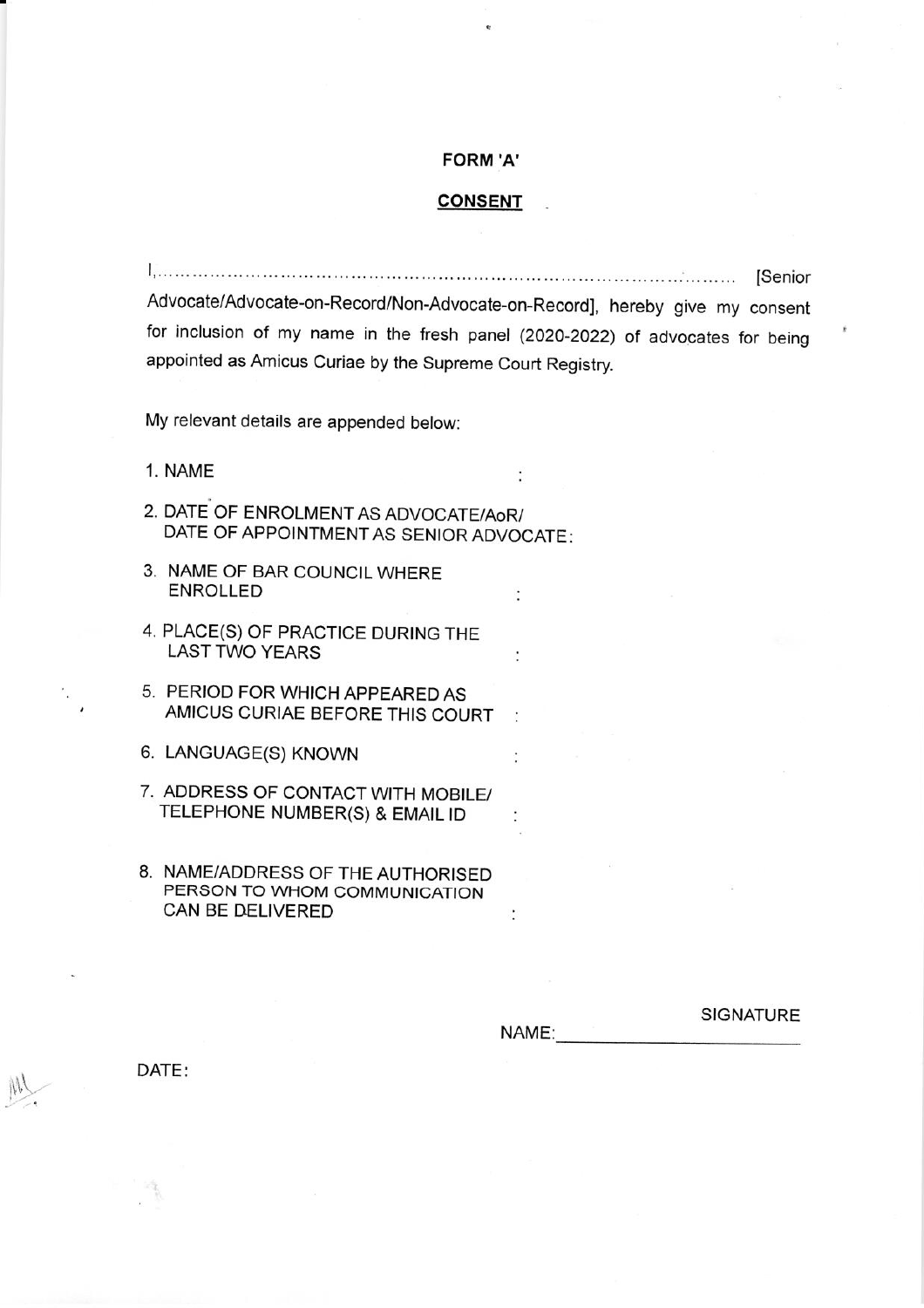**FORM 'A'**

**CONSENT**

I,………………………………………………………………………………………… [Senior Advocate/Advocate-on-Record/Non-Advocate-on-Record], hereby give my consent for inclusion of my name in the fresh panel (2020-2022) of advocates for being appointed as Amicus Curiae by the Supreme Court Registry.

My relevant details are appended below:

1. NAME :
2. DATE OF ENROLMENT AS ADVOCATE/AoR/ DATE OF APPOINTMENT AS SENIOR ADVOCATE:
3. NAME OF BAR COUNCIL WHERE ENROLLED :
4. PLACE(S) OF PRACTICE DURING THE LAST TWO YEARS :
5. PERIOD FOR WHICH APPEARED AS AMICUS CURIAE BEFORE THIS COURT :
6. LANGUAGE(S) KNOWN :
7. ADDRESS OF CONTACT WITH MOBILE/ TELEPHONE NUMBER(S) & EMAIL ID :
8. NAME/ADDRESS OF THE AUTHORISED PERSON TO WHOM COMMUNICATION CAN BE DELIVERED :

SIGNATURE

NAME:\_\_\_\_\_\_\_\_\_\_\_\_\_\_\_\_\_\_\_\_\_\_

DATE: